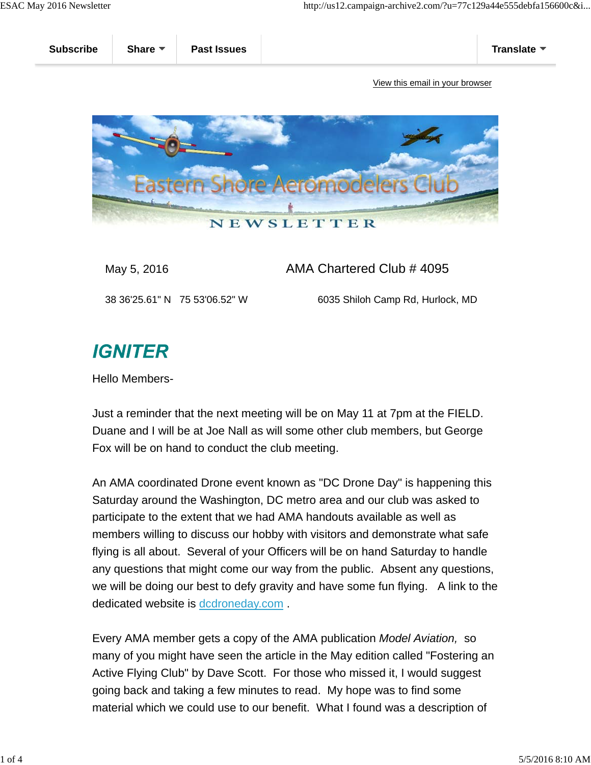Subscribe | Share | Past Issues | Translate

View this email in your browser

Eastern Shore Aeromodelers Club

NEWSLETTER

May 5, 2016 AMA Chartered Club # 4095

38 36'25.61" N 75 53'06.52" W 6035 Shiloh Camp Rd, Hurlock, MD

# IGNITER

Hello Members-

Just a reminder that the next meeting will be on May 11 at 7pm at the FIELD. Duane and I will be at Joe Nall as will some other club members, but George Fox will be on hand to conduct the club meeting.

An AMA coordinated Drone event known as "DC Drone Day" is happening this Saturday around the Washington, DC metro area and our club was asked to participate to the extent that we had AMA handouts available as well as members willing to discuss our hobby with visitors and demonstrate what safe flying is all about. Several of your Officers will be on hand Saturday to handle any questions that might come our way from the public. Absent any questions, we will be doing our best to defy gravity and have some fun flying. A link to the dedicated website is dcdroneday.com .

Every AMA member gets a copy of the AMA publication *Model Aviation,* so many of you might have seen the article in the May edition called "Fostering an Active Flying Club" by Dave Scott. For those who missed it, I would suggest going back and taking a few minutes to read. My hope was to find some material which we could use to our benefit. What I found was a description of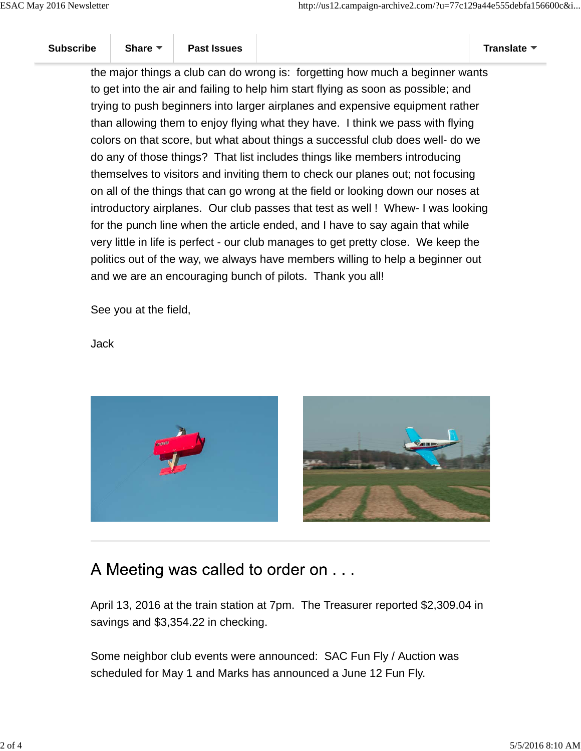the major things a club can do wrong is:  forgetting how much a beginner wants to get into the air and failing to help him start flying as soon as possible; and trying to push beginners into larger airplanes and expensive equipment rather than allowing them to enjoy flying what they have.  I think we pass with flying colors on that score, but what about things a successful club does well- do we do any of those things?  That list includes things like members introducing themselves to visitors and inviting them to check our planes out; not focusing on all of the things that can go wrong at the field or looking down our noses at introductory airplanes.  Our club passes that test as well !  Whew- I was looking for the punch line when the article ended, and I have to say again that while very little in life is perfect - our club manages to get pretty close.  We keep the politics out of the way, we always have members willing to help a beginner out and we are an encouraging bunch of pilots.  Thank you all!

See you at the field,

Jack

## A Meeting was called to order on . . .

April 13, 2016 at the train station at 7pm.  The Treasurer reported $2,309.04 in savings and $3,354.22 in checking.

Some neighbor club events were announced:  SAC Fun Fly / Auction was scheduled for May 1 and Marks has announced a June 12 Fun Fly.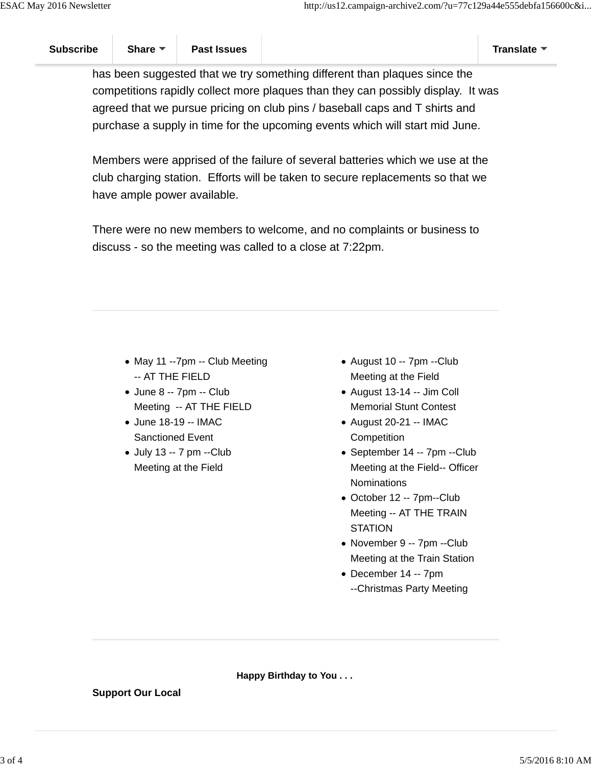has been suggested that we try something different than plaques since the competitions rapidly collect more plaques than they can possibly display. It was agreed that we pursue pricing on club pins / baseball caps and T shirts and purchase a supply in time for the upcoming events which will start mid June.

Members were apprised of the failure of several batteries which we use at the club charging station. Efforts will be taken to secure replacements so that we have ample power available.

There were no new members to welcome, and no complaints or business to discuss - so the meeting was called to a close at 7:22pm.

---

- May 11 --7pm -- Club Meeting -- AT THE FIELD
- June 8 -- 7pm -- Club Meeting -- AT THE FIELD
- June 18-19 -- IMAC Sanctioned Event
- July 13 -- 7 pm --Club Meeting at the Field
- August 10 -- 7pm --Club Meeting at the Field
- August 13-14 -- Jim Coll Memorial Stunt Contest
- August 20-21 -- IMAC Competition
- September 14 -- 7pm --Club Meeting at the Field-- Officer Nominations
- October 12 -- 7pm--Club Meeting -- AT THE TRAIN STATION
- November 9 -- 7pm --Club Meeting at the Train Station
- December 14 -- 7pm --Christmas Party Meeting

---

**Happy Birthday to You . . .**

**Support Our Local**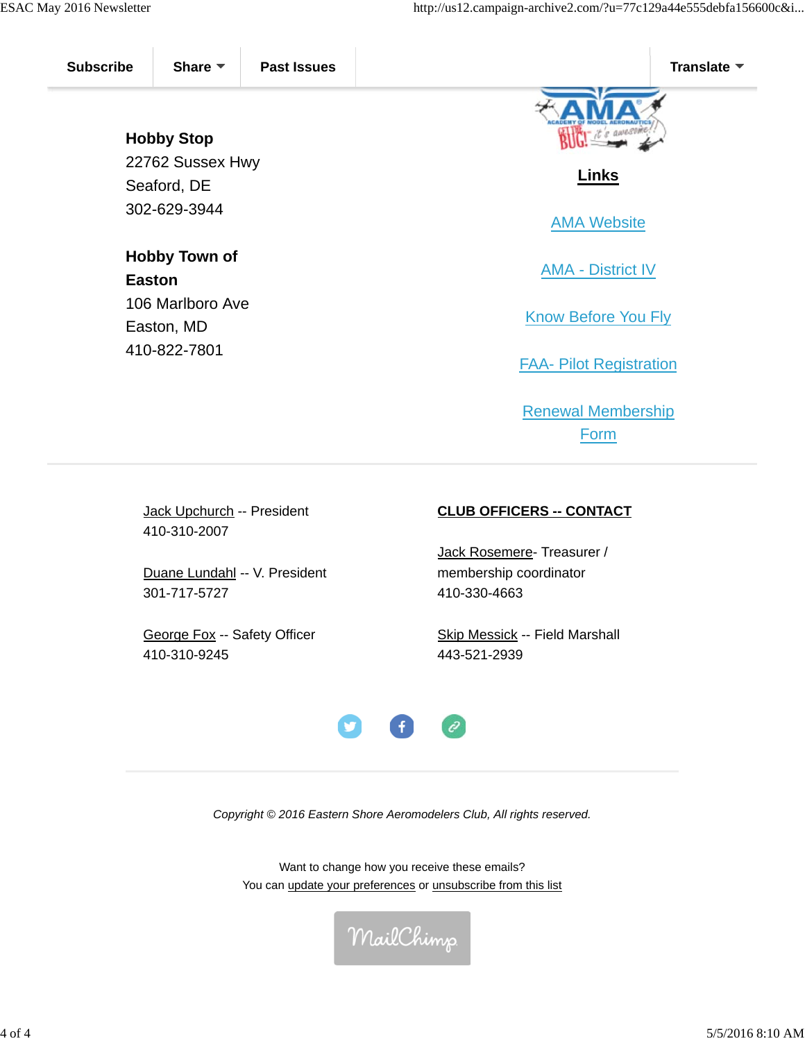Subscribe | Share | Past Issues | Translate

**Hobby Stop**
22762 Sussex Hwy
Seaford, DE
302-629-3944

**Hobby Town of Easton**
106 Marlboro Ave
Easton, MD
410-822-7801

**Links**

AMA Website

AMA - District IV

Know Before You Fly

FAA- Pilot Registration

Renewal Membership Form

---

**CLUB OFFICERS -- CONTACT**

Jack Upchurch -- President
410-310-2007

Duane Lundahl -- V. President
301-717-5727

George Fox -- Safety Officer
410-310-9245

Jack Rosemere- Treasurer / membership coordinator
410-330-4663

Skip Messick -- Field Marshall
443-521-2939

---

*Copyright © 2016 Eastern Shore Aeromodelers Club, All rights reserved.*

Want to change how you receive these emails?
You can update your preferences or unsubscribe from this list

MailChimp